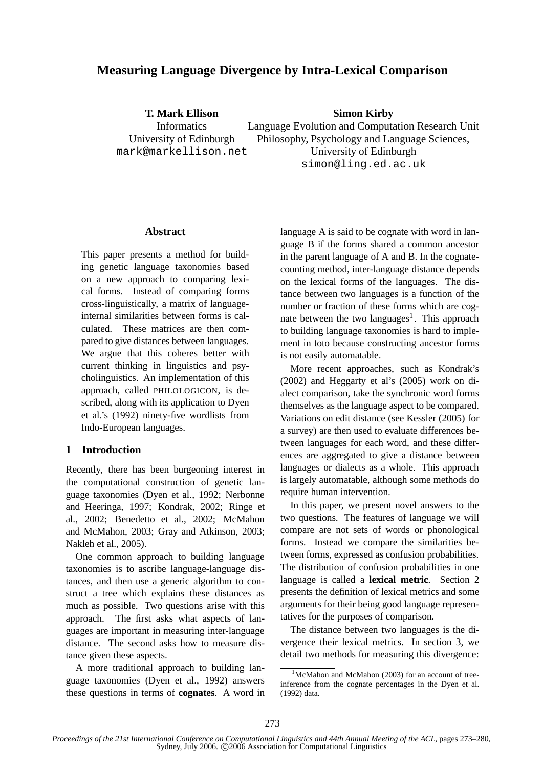# Measuring Language Divergence by Intra-Lexical Comparison

**T. Mark Ellison**
Informatics
University of Edinburgh
mark@markellison.net

**Simon Kirby**
Language Evolution and Computation Research Unit
Philosophy, Psychology and Language Sciences,
University of Edinburgh
simon@ling.ed.ac.uk

## Abstract

This paper presents a method for building genetic language taxonomies based on a new approach to comparing lexical forms. Instead of comparing forms cross-linguistically, a matrix of language-internal similarities between forms is calculated. These matrices are then compared to give distances between languages. We argue that this coheres better with current thinking in linguistics and psycholinguistics. An implementation of this approach, called PHILOLOGICON, is described, along with its application to Dyen et al.'s (1992) ninety-five wordlists from Indo-European languages.

## 1 Introduction

Recently, there has been burgeoning interest in the computational construction of genetic language taxonomies (Dyen et al., 1992; Nerbonne and Heeringa, 1997; Kondrak, 2002; Ringe et al., 2002; Benedetto et al., 2002; McMahon and McMahon, 2003; Gray and Atkinson, 2003; Nakleh et al., 2005).

One common approach to building language taxonomies is to ascribe language-language distances, and then use a generic algorithm to construct a tree which explains these distances as much as possible. Two questions arise with this approach. The first asks what aspects of languages are important in measuring inter-language distance. The second asks how to measure distance given these aspects.

A more traditional approach to building language taxonomies (Dyen et al., 1992) answers these questions in terms of **cognates**. A word in language A is said to be cognate with word in language B if the forms shared a common ancestor in the parent language of A and B. In the cognate-counting method, inter-language distance depends on the lexical forms of the languages. The distance between two languages is a function of the number or fraction of these forms which are cognate between the two languages[1]. This approach to building language taxonomies is hard to implement in toto because constructing ancestor forms is not easily automatable.

More recent approaches, such as Kondrak's (2002) and Heggarty et al's (2005) work on dialect comparison, take the synchronic word forms themselves as the language aspect to be compared. Variations on edit distance (see Kessler (2005) for a survey) are then used to evaluate differences between languages for each word, and these differences are aggregated to give a distance between languages or dialects as a whole. This approach is largely automatable, although some methods do require human intervention.

In this paper, we present novel answers to the two questions. The features of language we will compare are not sets of words or phonological forms. Instead we compare the similarities between forms, expressed as confusion probabilities. The distribution of confusion probabilities in one language is called a **lexical metric**. Section 2 presents the definition of lexical metrics and some arguments for their being good language representatives for the purposes of comparison.

The distance between two languages is the divergence their lexical metrics. In section 3, we detail two methods for measuring this divergence:

[1] McMahon and McMahon (2003) for an account of tree-inference from the cognate percentages in the Dyen et al. (1992) data.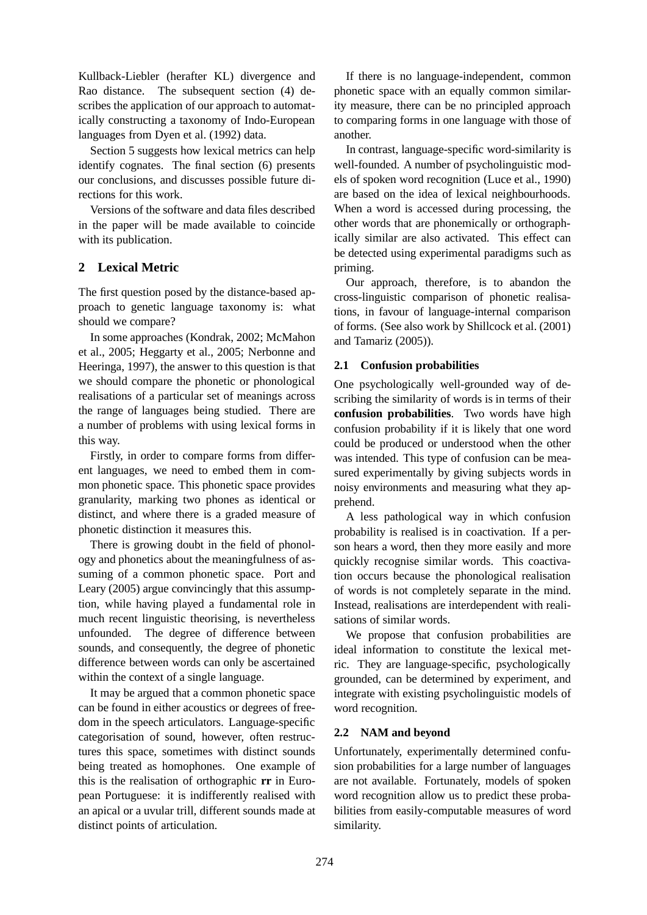Kullback-Liebler (herafter KL) divergence and Rao distance. The subsequent section (4) describes the application of our approach to automatically constructing a taxonomy of Indo-European languages from Dyen et al. (1992) data.

Section 5 suggests how lexical metrics can help identify cognates. The final section (6) presents our conclusions, and discusses possible future directions for this work.

Versions of the software and data files described in the paper will be made available to coincide with its publication.

## 2 Lexical Metric

The first question posed by the distance-based approach to genetic language taxonomy is: what should we compare?

In some approaches (Kondrak, 2002; McMahon et al., 2005; Heggarty et al., 2005; Nerbonne and Heeringa, 1997), the answer to this question is that we should compare the phonetic or phonological realisations of a particular set of meanings across the range of languages being studied. There are a number of problems with using lexical forms in this way.

Firstly, in order to compare forms from different languages, we need to embed them in common phonetic space. This phonetic space provides granularity, marking two phones as identical or distinct, and where there is a graded measure of phonetic distinction it measures this.

There is growing doubt in the field of phonology and phonetics about the meaningfulness of assuming of a common phonetic space. Port and Leary (2005) argue convincingly that this assumption, while having played a fundamental role in much recent linguistic theorising, is nevertheless unfounded. The degree of difference between sounds, and consequently, the degree of phonetic difference between words can only be ascertained within the context of a single language.

It may be argued that a common phonetic space can be found in either acoustics or degrees of freedom in the speech articulators. Language-specific categorisation of sound, however, often restructures this space, sometimes with distinct sounds being treated as homophones. One example of this is the realisation of orthographic **rr** in European Portuguese: it is indifferently realised with an apical or a uvular trill, different sounds made at distinct points of articulation.

If there is no language-independent, common phonetic space with an equally common similarity measure, there can be no principled approach to comparing forms in one language with those of another.

In contrast, language-specific word-similarity is well-founded. A number of psycholinguistic models of spoken word recognition (Luce et al., 1990) are based on the idea of lexical neighbourhoods. When a word is accessed during processing, the other words that are phonemically or orthographically similar are also activated. This effect can be detected using experimental paradigms such as priming.

Our approach, therefore, is to abandon the cross-linguistic comparison of phonetic realisations, in favour of language-internal comparison of forms. (See also work by Shillcock et al. (2001) and Tamariz (2005)).

### 2.1 Confusion probabilities

One psychologically well-grounded way of describing the similarity of words is in terms of their **confusion probabilities**. Two words have high confusion probability if it is likely that one word could be produced or understood when the other was intended. This type of confusion can be measured experimentally by giving subjects words in noisy environments and measuring what they apprehend.

A less pathological way in which confusion probability is realised is in coactivation. If a person hears a word, then they more easily and more quickly recognise similar words. This coactivation occurs because the phonological realisation of words is not completely separate in the mind. Instead, realisations are interdependent with realisations of similar words.

We propose that confusion probabilities are ideal information to constitute the lexical metric. They are language-specific, psychologically grounded, can be determined by experiment, and integrate with existing psycholinguistic models of word recognition.

### 2.2 NAM and beyond

Unfortunately, experimentally determined confusion probabilities for a large number of languages are not available. Fortunately, models of spoken word recognition allow us to predict these probabilities from easily-computable measures of word similarity.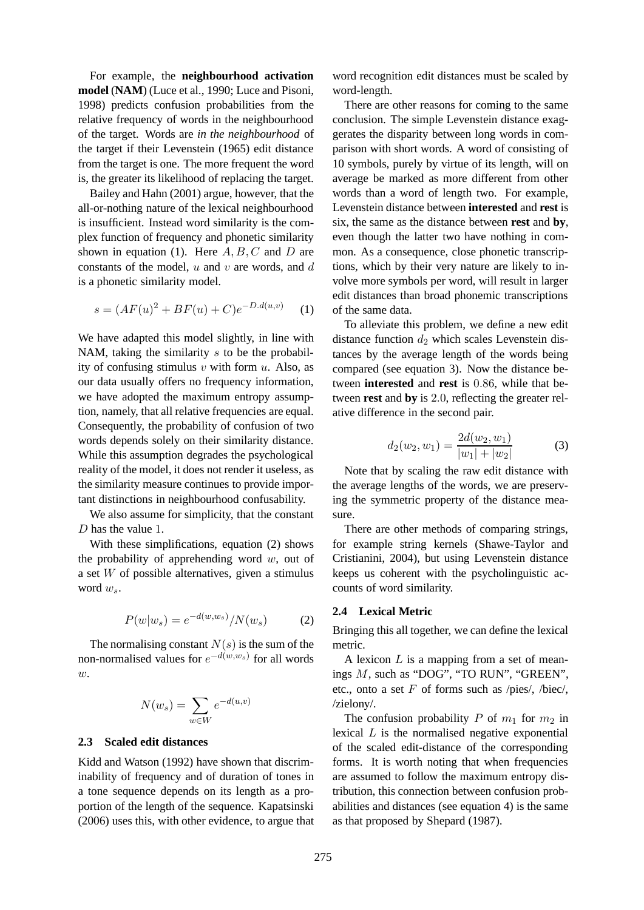For example, the **neighbourhood activation model** (**NAM**) (Luce et al., 1990; Luce and Pisoni, 1998) predicts confusion probabilities from the relative frequency of words in the neighbourhood of the target. Words are *in the neighbourhood* of the target if their Levenstein (1965) edit distance from the target is one. The more frequent the word is, the greater its likelihood of replacing the target.

Bailey and Hahn (2001) argue, however, that the all-or-nothing nature of the lexical neighbourhood is insufficient. Instead word similarity is the complex function of frequency and phonetic similarity shown in equation (1). Here $A, B, C$ and $D$ are constants of the model, $u$ and $v$ are words, and $d$ is a phonetic similarity model.

$$s = (AF(u)^2 + BF(u) + C)e^{-D.d(u,v)} \quad (1)$$

We have adapted this model slightly, in line with NAM, taking the similarity $s$ to be the probability of confusing stimulus $v$ with form $u$. Also, as our data usually offers no frequency information, we have adopted the maximum entropy assumption, namely, that all relative frequencies are equal. Consequently, the probability of confusion of two words depends solely on their similarity distance. While this assumption degrades the psychological reality of the model, it does not render it useless, as the similarity measure continues to provide important distinctions in neighbourhood confusability.

We also assume for simplicity, that the constant $D$ has the value 1.

With these simplifications, equation (2) shows the probability of apprehending word $w$, out of a set $W$ of possible alternatives, given a stimulus word $w_s$.

$$P(w|w_s) = e^{-d(w,w_s)}/N(w_s) \quad (2)$$

The normalising constant $N(s)$ is the sum of the non-normalised values for $e^{-d(w,w_s)}$ for all words $w$.

$$N(w_s) = \sum_{w \in W} e^{-d(u,v)}$$

### 2.3 Scaled edit distances

Kidd and Watson (1992) have shown that discriminability of frequency and of duration of tones in a tone sequence depends on its length as a proportion of the length of the sequence. Kapatsinski (2006) uses this, with other evidence, to argue that word recognition edit distances must be scaled by word-length.

There are other reasons for coming to the same conclusion. The simple Levenstein distance exaggerates the disparity between long words in comparison with short words. A word of consisting of 10 symbols, purely by virtue of its length, will on average be marked as more different from other words than a word of length two. For example, Levenstein distance between **interested** and **rest** is six, the same as the distance between **rest** and **by**, even though the latter two have nothing in common. As a consequence, close phonetic transcriptions, which by their very nature are likely to involve more symbols per word, will result in larger edit distances than broad phonemic transcriptions of the same data.

To alleviate this problem, we define a new edit distance function $d_2$ which scales Levenstein distances by the average length of the words being compared (see equation 3). Now the distance between **interested** and **rest** is 0.86, while that between **rest** and **by** is 2.0, reflecting the greater relative difference in the second pair.

$$d_2(w_2, w_1) = \frac{2d(w_2, w_1)}{|w_1| + |w_2|} \quad (3)$$

Note that by scaling the raw edit distance with the average lengths of the words, we are preserving the symmetric property of the distance measure.

There are other methods of comparing strings, for example string kernels (Shawe-Taylor and Cristianini, 2004), but using Levenstein distance keeps us coherent with the psycholinguistic accounts of word similarity.

### 2.4 Lexical Metric

Bringing this all together, we can define the lexical metric.

A lexicon $L$ is a mapping from a set of meanings $M$, such as "DOG", "TO RUN", "GREEN", etc., onto a set $F$ of forms such as /pies/, /biec/, /zielony/.

The confusion probability $P$ of $m_1$ for $m_2$ in lexical $L$ is the normalised negative exponential of the scaled edit-distance of the corresponding forms. It is worth noting that when frequencies are assumed to follow the maximum entropy distribution, this connection between confusion probabilities and distances (see equation 4) is the same as that proposed by Shepard (1987).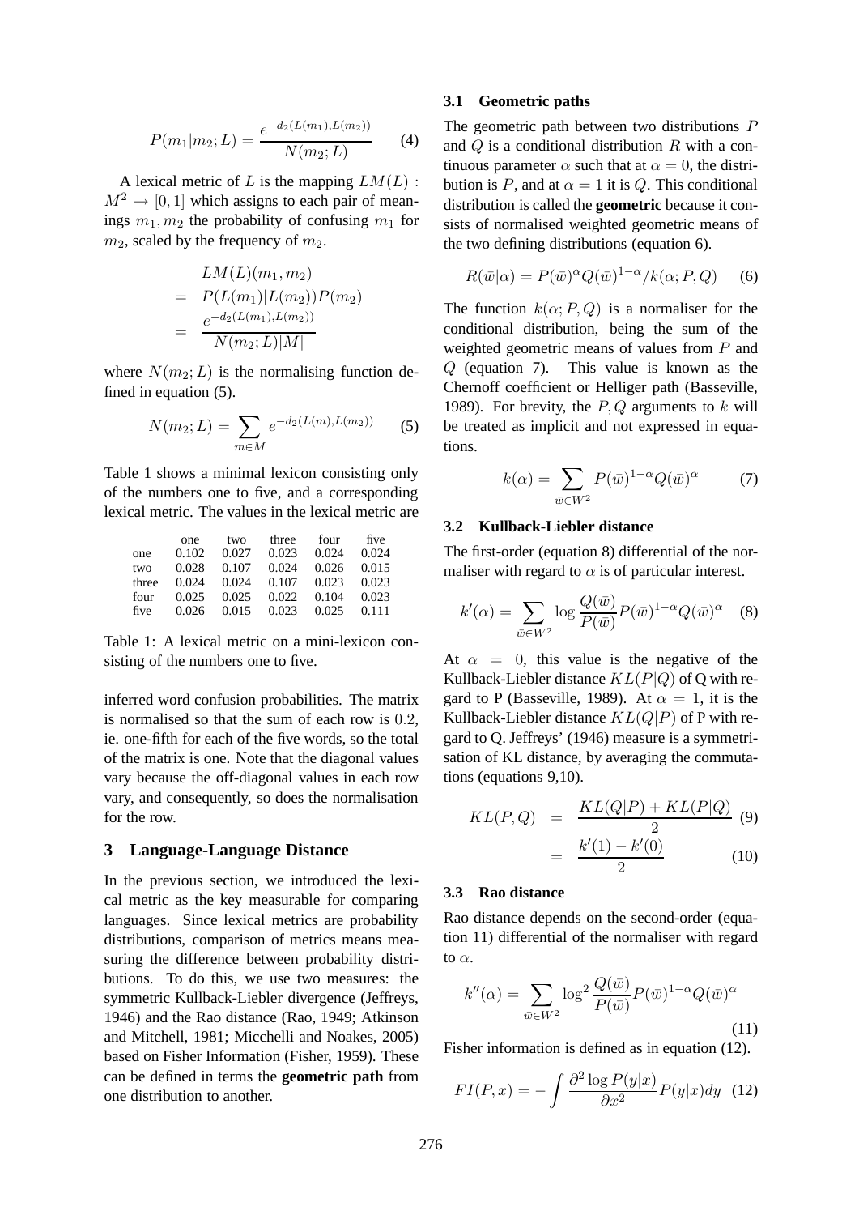$$P(m_1|m_2; L) = \frac{e^{-d_2(L(m_1),L(m_2))}}{N(m_2; L)} \quad (4)$$

A lexical metric of $L$ is the mapping $LM(L) : M^2 \rightarrow [0, 1]$ which assigns to each pair of meanings $m_1, m_2$ the probability of confusing $m_1$ for $m_2$, scaled by the frequency of $m_2$.

$$\begin{aligned} & LM(L)(m_1, m_2) \\ = \; & P(L(m_1)|L(m_2))P(m_2) \\ = \; & \frac{e^{-d_2(L(m_1),L(m_2))}}{N(m_2; L)|M|} \end{aligned}$$

where $N(m_2; L)$ is the normalising function defined in equation (5).

$$N(m_2; L) = \sum_{m \in M} e^{-d_2(L(m),L(m_2))} \quad (5)$$

Table 1 shows a minimal lexicon consisting only of the numbers one to five, and a corresponding lexical metric. The values in the lexical metric are

| | one | two | three | four | five |
|---|---|---|---|---|---|
| one | 0.102 | 0.027 | 0.023 | 0.024 | 0.024 |
| two | 0.028 | 0.107 | 0.024 | 0.026 | 0.015 |
| three | 0.024 | 0.024 | 0.107 | 0.023 | 0.023 |
| four | 0.025 | 0.025 | 0.022 | 0.104 | 0.023 |
| five | 0.026 | 0.015 | 0.023 | 0.025 | 0.111 |

Table 1: A lexical metric on a mini-lexicon consisting of the numbers one to five.

inferred word confusion probabilities. The matrix is normalised so that the sum of each row is 0.2, ie. one-fifth for each of the five words, so the total of the matrix is one. Note that the diagonal values vary because the off-diagonal values in each row vary, and consequently, so does the normalisation for the row.

## 3 Language-Language Distance

In the previous section, we introduced the lexical metric as the key measurable for comparing languages. Since lexical metrics are probability distributions, comparison of metrics means measuring the difference between probability distributions. To do this, we use two measures: the symmetric Kullback-Liebler divergence (Jeffreys, 1946) and the Rao distance (Rao, 1949; Atkinson and Mitchell, 1981; Micchelli and Noakes, 2005) based on Fisher Information (Fisher, 1959). These can be defined in terms the **geometric path** from one distribution to another.

### 3.1 Geometric paths

The geometric path between two distributions $P$ and $Q$ is a conditional distribution $R$ with a continuous parameter $\alpha$ such that at $\alpha = 0$, the distribution is $P$, and at $\alpha = 1$ it is $Q$. This conditional distribution is called the **geometric** because it consists of normalised weighted geometric means of the two defining distributions (equation 6).

$$R(\bar{w}|\alpha) = P(\bar{w})^{\alpha} Q(\bar{w})^{1-\alpha} / k(\alpha; P, Q) \quad (6)$$

The function $k(\alpha; P, Q)$ is a normaliser for the conditional distribution, being the sum of the weighted geometric means of values from $P$ and $Q$ (equation 7). This value is known as the Chernoff coefficient or Helliger path (Basseville, 1989). For brevity, the $P, Q$ arguments to $k$ will be treated as implicit and not expressed in equations.

$$k(\alpha) = \sum_{\bar{w} \in W^2} P(\bar{w})^{1-\alpha} Q(\bar{w})^{\alpha} \quad (7)$$

### 3.2 Kullback-Liebler distance

The first-order (equation 8) differential of the normaliser with regard to $\alpha$ is of particular interest.

$$k'(\alpha) = \sum_{\bar{w} \in W^2} \log \frac{Q(\bar{w})}{P(\bar{w})} P(\bar{w})^{1-\alpha} Q(\bar{w})^{\alpha} \quad (8)$$

At $\alpha = 0$, this value is the negative of the Kullback-Liebler distance $KL(P|Q)$ of Q with regard to P (Basseville, 1989). At $\alpha = 1$, it is the Kullback-Liebler distance $KL(Q|P)$ of P with regard to Q. Jeffreys' (1946) measure is a symmetrisation of KL distance, by averaging the commutations (equations 9,10).

$$\begin{aligned} KL(P, Q) &= \frac{KL(Q|P) + KL(P|Q)}{2} \quad (9) \\ &= \frac{k'(1) - k'(0)}{2} \quad (10) \end{aligned}$$

### 3.3 Rao distance

Rao distance depends on the second-order (equation 11) differential of the normaliser with regard to $\alpha$.

$$k''(\alpha) = \sum_{\bar{w} \in W^2} \log^2 \frac{Q(\bar{w})}{P(\bar{w})} P(\bar{w})^{1-\alpha} Q(\bar{w})^{\alpha} \quad (11)$$

Fisher information is defined as in equation (12).

$$FI(P, x) = -\int \frac{\partial^2 \log P(y|x)}{\partial x^2} P(y|x) dy \quad (12)$$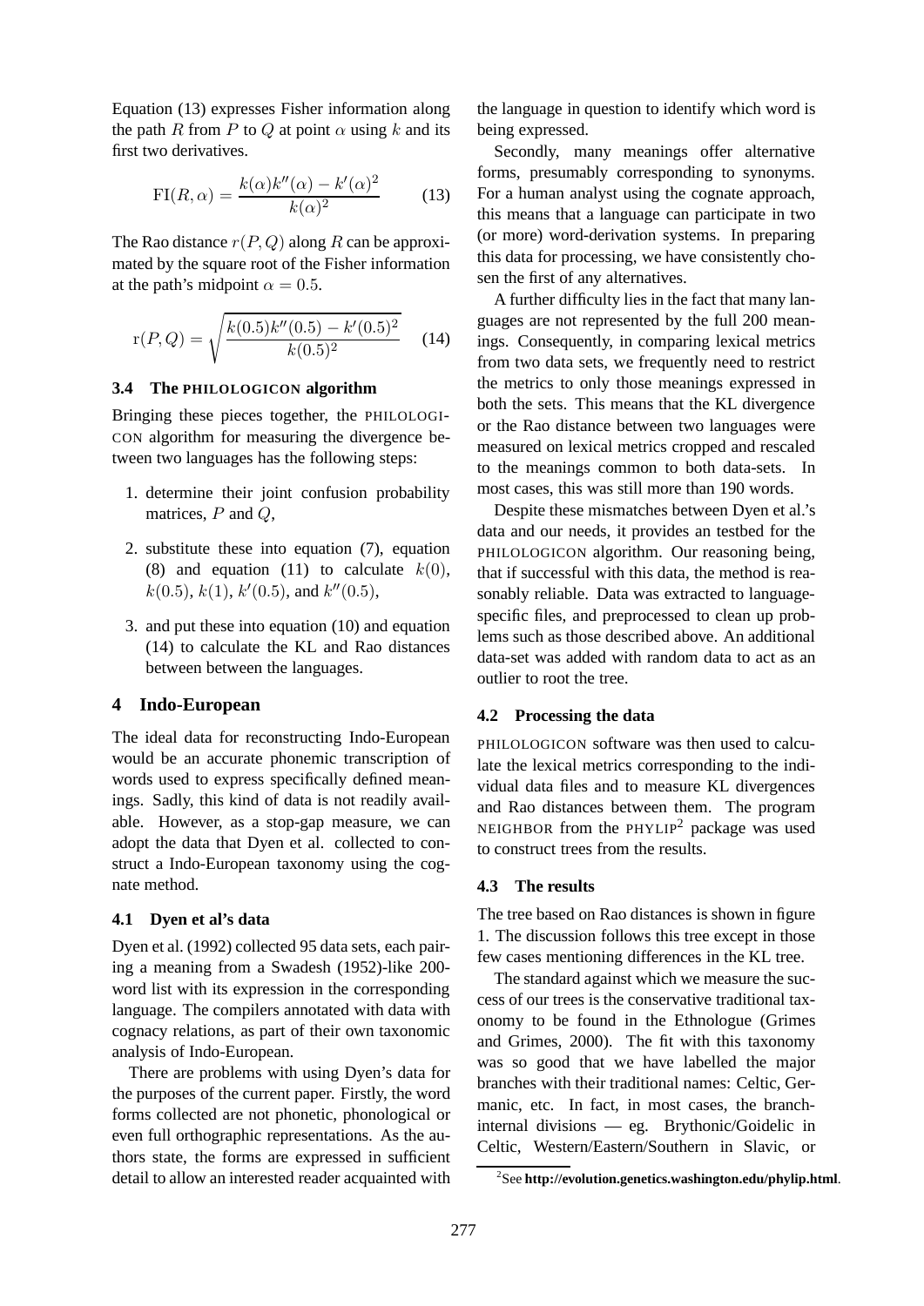Equation (13) expresses Fisher information along the path $R$ from $P$ to $Q$ at point $\alpha$ using $k$ and its first two derivatives.

$$\text{FI}(R, \alpha) = \frac{k(\alpha)k''(\alpha) - k'(\alpha)^2}{k(\alpha)^2} \tag{13}$$

The Rao distance $r(P, Q)$ along $R$ can be approximated by the square root of the Fisher information at the path's midpoint $\alpha = 0.5$.

$$\text{r}(P, Q) = \sqrt{\frac{k(0.5)k''(0.5) - k'(0.5)^2}{k(0.5)^2}} \tag{14}$$

### 3.4 The PHILOLOGICON algorithm

Bringing these pieces together, the PHILOLOGICON algorithm for measuring the divergence between two languages has the following steps:

1. determine their joint confusion probability matrices, $P$ and $Q$,
2. substitute these into equation (7), equation (8) and equation (11) to calculate $k(0)$, $k(0.5)$, $k(1)$, $k'(0.5)$, and $k''(0.5)$,
3. and put these into equation (10) and equation (14) to calculate the KL and Rao distances between between the languages.

## 4 Indo-European

The ideal data for reconstructing Indo-European would be an accurate phonemic transcription of words used to express specifically defined meanings. Sadly, this kind of data is not readily available. However, as a stop-gap measure, we can adopt the data that Dyen et al. collected to construct a Indo-European taxonomy using the cognate method.

### 4.1 Dyen et al's data

Dyen et al. (1992) collected 95 data sets, each pairing a meaning from a Swadesh (1952)-like 200-word list with its expression in the corresponding language. The compilers annotated with data with cognacy relations, as part of their own taxonomic analysis of Indo-European.

There are problems with using Dyen's data for the purposes of the current paper. Firstly, the word forms collected are not phonetic, phonological or even full orthographic representations. As the authors state, the forms are expressed in sufficient detail to allow an interested reader acquainted with the language in question to identify which word is being expressed.

Secondly, many meanings offer alternative forms, presumably corresponding to synonyms. For a human analyst using the cognate approach, this means that a language can participate in two (or more) word-derivation systems. In preparing this data for processing, we have consistently chosen the first of any alternatives.

A further difficulty lies in the fact that many languages are not represented by the full 200 meanings. Consequently, in comparing lexical metrics from two data sets, we frequently need to restrict the metrics to only those meanings expressed in both the sets. This means that the KL divergence or the Rao distance between two languages were measured on lexical metrics cropped and rescaled to the meanings common to both data-sets. In most cases, this was still more than 190 words.

Despite these mismatches between Dyen et al.'s data and our needs, it provides an testbed for the PHILOLOGICON algorithm. Our reasoning being, that if successful with this data, the method is reasonably reliable. Data was extracted to language-specific files, and preprocessed to clean up problems such as those described above. An additional data-set was added with random data to act as an outlier to root the tree.

### 4.2 Processing the data

PHILOLOGICON software was then used to calculate the lexical metrics corresponding to the individual data files and to measure KL divergences and Rao distances between them. The program NEIGHBOR from the PHYLIP[2] package was used to construct trees from the results.

### 4.3 The results

The tree based on Rao distances is shown in figure 1. The discussion follows this tree except in those few cases mentioning differences in the KL tree.

The standard against which we measure the success of our trees is the conservative traditional taxonomy to be found in the Ethnologue (Grimes and Grimes, 2000). The fit with this taxonomy was so good that we have labelled the major branches with their traditional names: Celtic, Germanic, etc. In fact, in most cases, the branch-internal divisions — eg. Brythonic/Goidelic in Celtic, Western/Eastern/Southern in Slavic, or

[2] See **http://evolution.genetics.washington.edu/phylip.html**.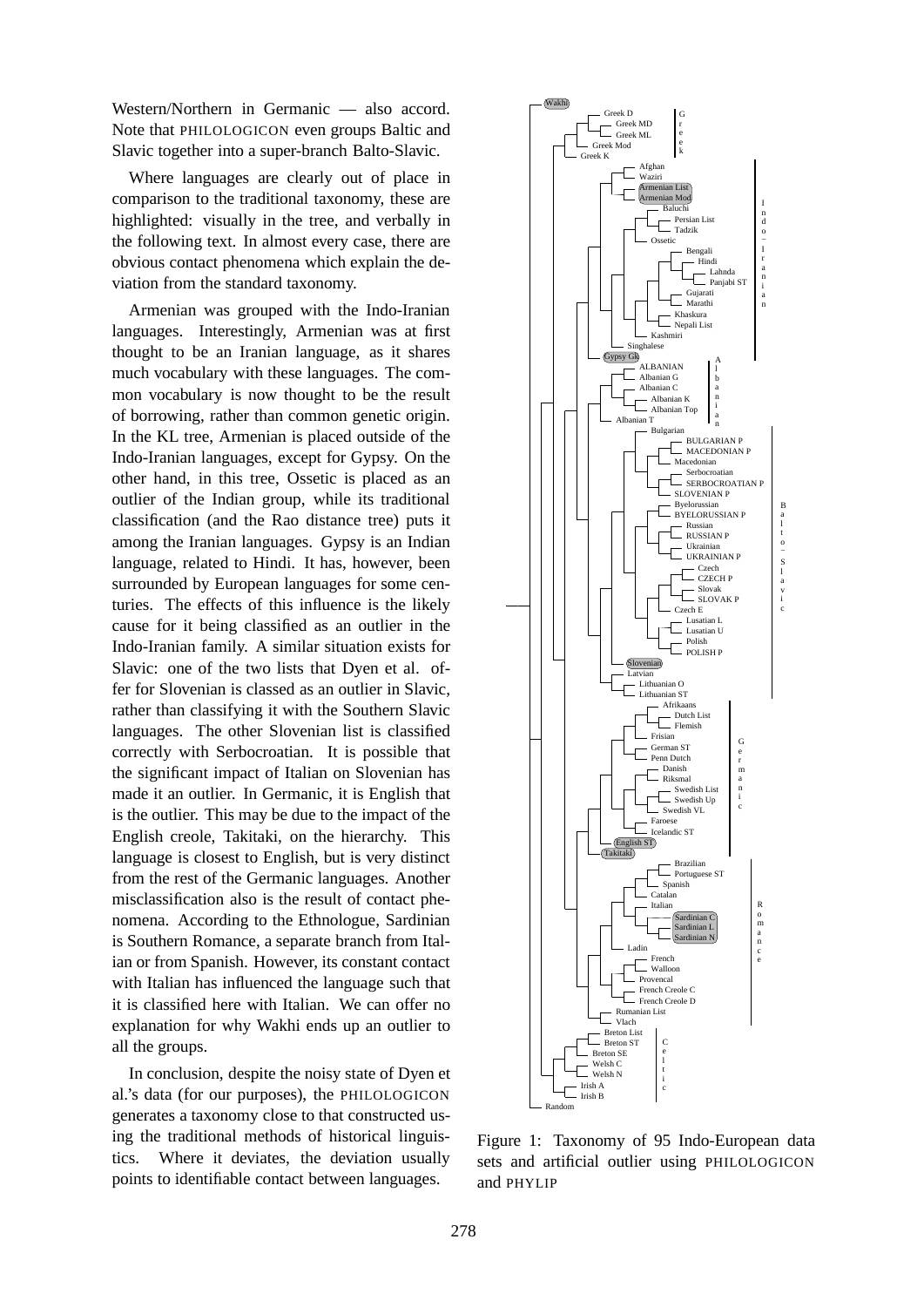Western/Northern in Germanic — also accord. Note that PHILOLOGICON even groups Baltic and Slavic together into a super-branch Balto-Slavic.

Where languages are clearly out of place in comparison to the traditional taxonomy, these are highlighted: visually in the tree, and verbally in the following text. In almost every case, there are obvious contact phenomena which explain the deviation from the standard taxonomy.

Armenian was grouped with the Indo-Iranian languages. Interestingly, Armenian was at first thought to be an Iranian language, as it shares much vocabulary with these languages. The common vocabulary is now thought to be the result of borrowing, rather than common genetic origin. In the KL tree, Armenian is placed outside of the Indo-Iranian languages, except for Gypsy. On the other hand, in this tree, Ossetic is placed as an outlier of the Indian group, while its traditional classification (and the Rao distance tree) puts it among the Iranian languages. Gypsy is an Indian language, related to Hindi. It has, however, been surrounded by European languages for some centuries. The effects of this influence is the likely cause for it being classified as an outlier in the Indo-Iranian family. A similar situation exists for Slavic: one of the two lists that Dyen et al. offer for Slovenian is classed as an outlier in Slavic, rather than classifying it with the Southern Slavic languages. The other Slovenian list is classified correctly with Serbocroatian. It is possible that the significant impact of Italian on Slovenian has made it an outlier. In Germanic, it is English that is the outlier. This may be due to the impact of the English creole, Takitaki, on the hierarchy. This language is closest to English, but is very distinct from the rest of the Germanic languages. Another misclassification also is the result of contact phenomena. According to the Ethnologue, Sardinian is Southern Romance, a separate branch from Italian or from Spanish. However, its constant contact with Italian has influenced the language such that it is classified here with Italian. We can offer no explanation for why Wakhi ends up an outlier to all the groups.

In conclusion, despite the noisy state of Dyen et al.'s data (for our purposes), the PHILOLOGICON generates a taxonomy close to that constructed using the traditional methods of historical linguistics. Where it deviates, the deviation usually points to identifiable contact between languages.

Wakhi
Greek D
Greek MD
Greek ML
Greek Mod
Greek K
Greek
Afghan
Waziri
Armenian List
Armenian Mod
Baluchi
Persian List
Tadzik
Ossetic
Bengali
Hindi
Lahnda
Panjabi ST
Gujarati
Marathi
Khaskura
Nepali List
Kashmiri
Singhalese
Indo-Iranian
Gypsy Gk
ALBANIAN
Albanian G
Albanian C
Albanian K
Albanian Top
Albanian T
Albanian
Bulgarian
BULGARIAN P
MACEDONIAN P
Macedonian
Serbocroatian
SERBOCROATIAN P
SLOVENIAN P
Byelorussian
BYELORUSSIAN P
Russian
RUSSIAN P
Ukrainian
UKRAINIAN P
Czech
CZECH P
Slovak
SLOVAK P
Czech E
Lusatian L
Lusatian U
Polish
POLISH P
Slovenian
Latvian
Lithuanian O
Lithuanian ST
Balto-Slavic
Afrikaans
Dutch List
Flemish
Frisian
German ST
Penn Dutch
Danish
Riksmal
Swedish List
Swedish Up
Swedish VL
Faroese
Icelandic ST
English ST
Germanic
Takitaki
Brazilian
Portuguese ST
Spanish
Catalan
Italian
Sardinian C
Sardinian L
Sardinian N
Ladin
French
Walloon
Provencal
French Creole C
French Creole D
Rumanian List
Vlach
Romance
Breton List
Breton ST
Breton SE
Welsh C
Welsh N
Irish A
Irish B
Celtic
Random

Figure 1: Taxonomy of 95 Indo-European data sets and artificial outlier using PHILOLOGICON and PHYLIP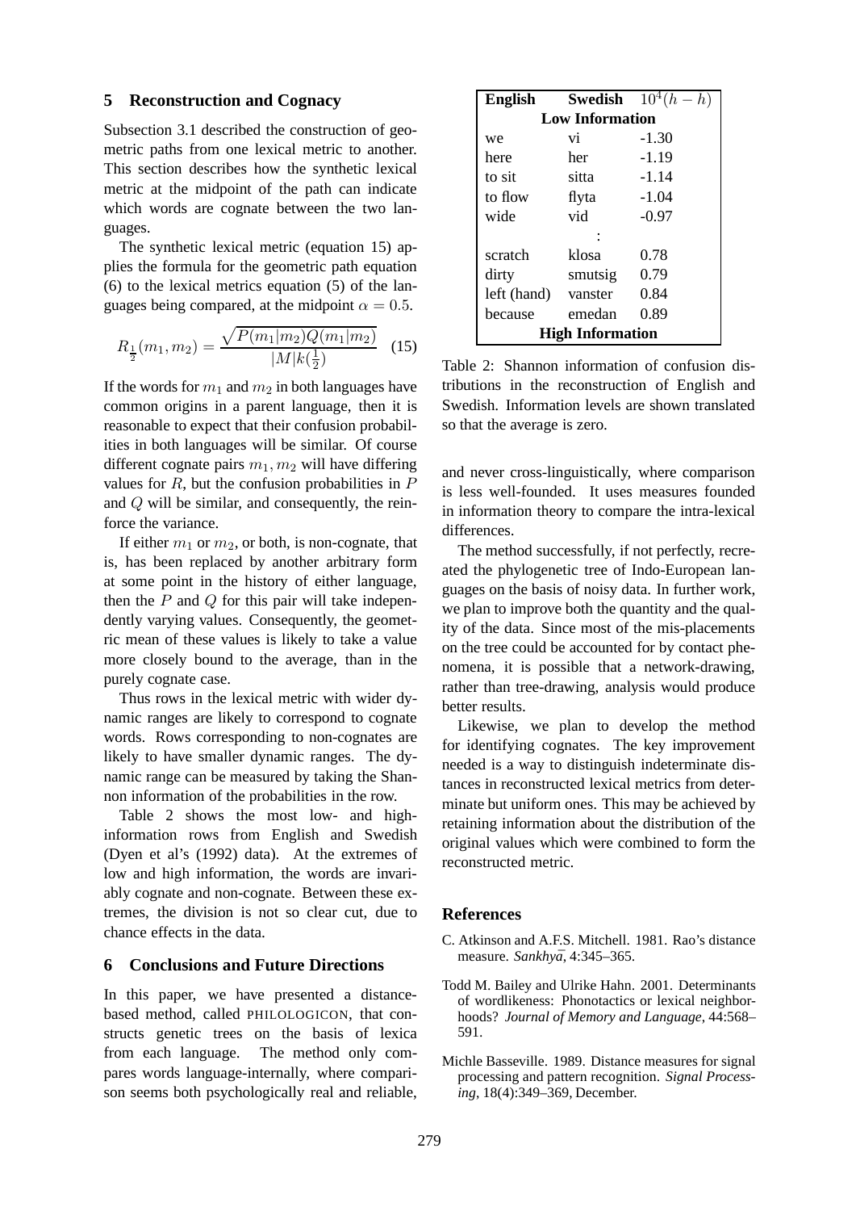## 5 Reconstruction and Cognacy

Subsection 3.1 described the construction of geometric paths from one lexical metric to another. This section describes how the synthetic lexical metric at the midpoint of the path can indicate which words are cognate between the two languages.

The synthetic lexical metric (equation 15) applies the formula for the geometric path equation (6) to the lexical metrics equation (5) of the languages being compared, at the midpoint $\alpha = 0.5$.

$$R_{\frac{1}{2}}(m_1, m_2) = \frac{\sqrt{P(m_1|m_2)Q(m_1|m_2)}}{|M|k(\frac{1}{2})} \quad (15)$$

If the words for $m_1$ and $m_2$ in both languages have common origins in a parent language, then it is reasonable to expect that their confusion probabilities in both languages will be similar. Of course different cognate pairs $m_1, m_2$ will have differing values for $R$, but the confusion probabilities in $P$ and $Q$ will be similar, and consequently, the reinforce the variance.

If either $m_1$ or $m_2$, or both, is non-cognate, that is, has been replaced by another arbitrary form at some point in the history of either language, then the $P$ and $Q$ for this pair will take independently varying values. Consequently, the geometric mean of these values is likely to take a value more closely bound to the average, than in the purely cognate case.

Thus rows in the lexical metric with wider dynamic ranges are likely to correspond to cognate words. Rows corresponding to non-cognates are likely to have smaller dynamic ranges. The dynamic range can be measured by taking the Shannon information of the probabilities in the row.

Table 2 shows the most low- and high-information rows from English and Swedish (Dyen et al's (1992) data). At the extremes of low and high information, the words are invariably cognate and non-cognate. Between these extremes, the division is not so clear cut, due to chance effects in the data.

| English | Swedish | $10^4(h - \bar{h})$ |
|---|---|---|
| **Low Information** | | |
| we | vi | -1.30 |
| here | her | -1.19 |
| to sit | sitta | -1.14 |
| to flow | flyta | -1.04 |
| wide | vid | -0.97 |
| | ⋮ | |
| scratch | klosa | 0.78 |
| dirty | smutsig | 0.79 |
| left (hand) | vanster | 0.84 |
| because | emedan | 0.89 |
| **High Information** | | |

Table 2: Shannon information of confusion distributions in the reconstruction of English and Swedish. Information levels are shown translated so that the average is zero.

## 6 Conclusions and Future Directions

In this paper, we have presented a distance-based method, called PHILOLOGICON, that constructs genetic trees on the basis of lexica from each language. The method only compares words language-internally, where comparison seems both psychologically real and reliable, and never cross-linguistically, where comparison is less well-founded. It uses measures founded in information theory to compare the intra-lexical differences.

The method successfully, if not perfectly, recreated the phylogenetic tree of Indo-European languages on the basis of noisy data. In further work, we plan to improve both the quantity and the quality of the data. Since most of the mis-placements on the tree could be accounted for by contact phenomena, it is possible that a network-drawing, rather than tree-drawing, analysis would produce better results.

Likewise, we plan to develop the method for identifying cognates. The key improvement needed is a way to distinguish indeterminate distances in reconstructed lexical metrics from determinate but uniform ones. This may be achieved by retaining information about the distribution of the original values which were combined to form the reconstructed metric.

## References

C. Atkinson and A.F.S. Mitchell. 1981. Rao's distance measure. *Sankhyā*, 4:345–365.

Todd M. Bailey and Ulrike Hahn. 2001. Determinants of wordlikeness: Phonotactics or lexical neighborhoods? *Journal of Memory and Language*, 44:568–591.

Michle Basseville. 1989. Distance measures for signal processing and pattern recognition. *Signal Processing*, 18(4):349–369, December.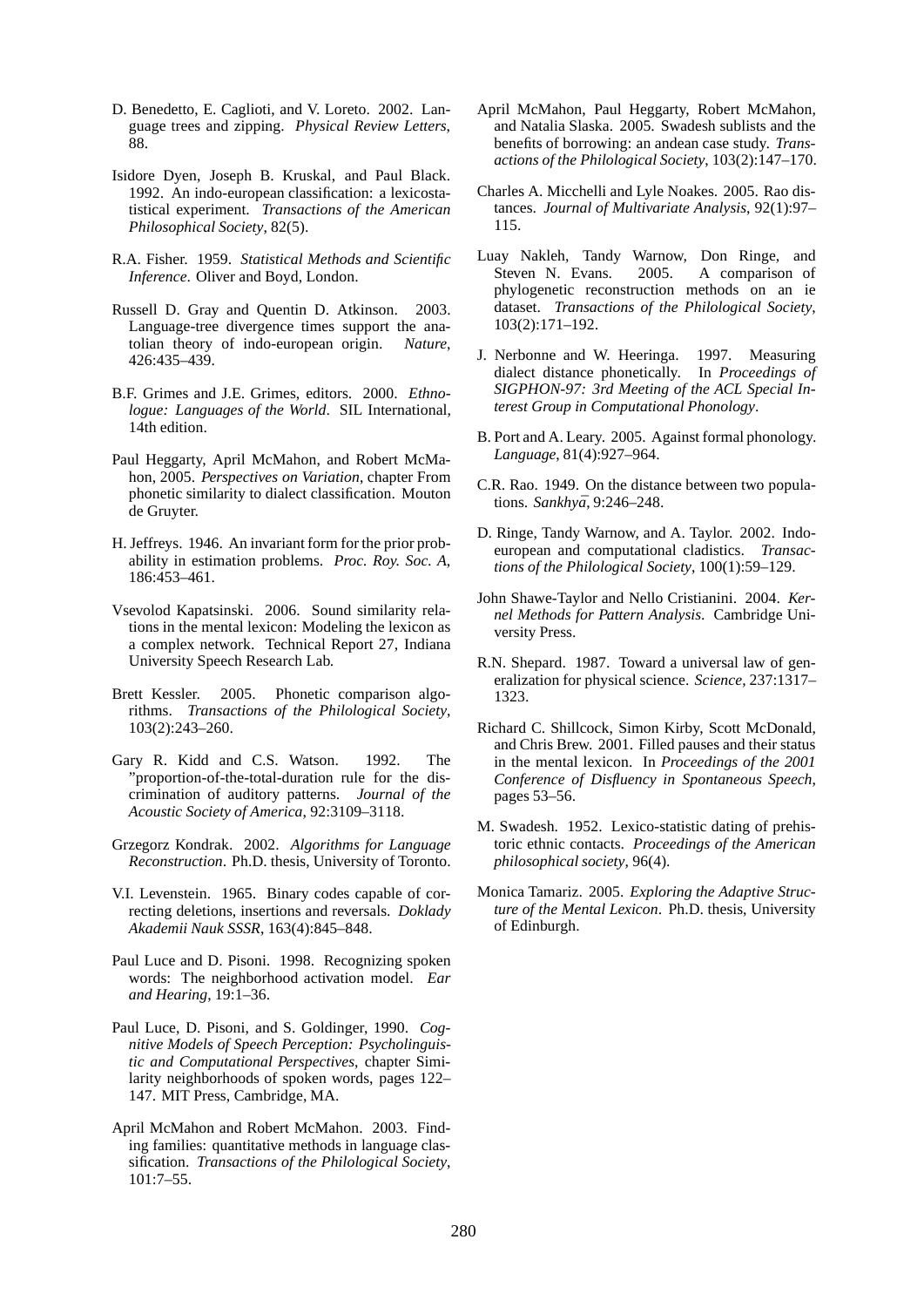D. Benedetto, E. Caglioti, and V. Loreto. 2002. Language trees and zipping. *Physical Review Letters*, 88.

Isidore Dyen, Joseph B. Kruskal, and Paul Black. 1992. An indo-european classification: a lexicostatistical experiment. *Transactions of the American Philosophical Society*, 82(5).

R.A. Fisher. 1959. *Statistical Methods and Scientific Inference*. Oliver and Boyd, London.

Russell D. Gray and Quentin D. Atkinson. 2003. Language-tree divergence times support the anatolian theory of indo-european origin. *Nature*, 426:435–439.

B.F. Grimes and J.E. Grimes, editors. 2000. *Ethnologue: Languages of the World*. SIL International, 14th edition.

Paul Heggarty, April McMahon, and Robert McMahon, 2005. *Perspectives on Variation*, chapter From phonetic similarity to dialect classification. Mouton de Gruyter.

H. Jeffreys. 1946. An invariant form for the prior probability in estimation problems. *Proc. Roy. Soc. A*, 186:453–461.

Vsevolod Kapatsinski. 2006. Sound similarity relations in the mental lexicon: Modeling the lexicon as a complex network. Technical Report 27, Indiana University Speech Research Lab.

Brett Kessler. 2005. Phonetic comparison algorithms. *Transactions of the Philological Society*, 103(2):243–260.

Gary R. Kidd and C.S. Watson. 1992. The "proportion-of-the-total-duration rule for the discrimination of auditory patterns. *Journal of the Acoustic Society of America*, 92:3109–3118.

Grzegorz Kondrak. 2002. *Algorithms for Language Reconstruction*. Ph.D. thesis, University of Toronto.

V.I. Levenstein. 1965. Binary codes capable of correcting deletions, insertions and reversals. *Doklady Akademii Nauk SSSR*, 163(4):845–848.

Paul Luce and D. Pisoni. 1998. Recognizing spoken words: The neighborhood activation model. *Ear and Hearing*, 19:1–36.

Paul Luce, D. Pisoni, and S. Goldinger, 1990. *Cognitive Models of Speech Perception: Psycholinguistic and Computational Perspectives*, chapter Similarity neighborhoods of spoken words, pages 122–147. MIT Press, Cambridge, MA.

April McMahon and Robert McMahon. 2003. Finding families: quantitative methods in language classification. *Transactions of the Philological Society*, 101:7–55.

April McMahon, Paul Heggarty, Robert McMahon, and Natalia Slaska. 2005. Swadesh sublists and the benefits of borrowing: an andean case study. *Transactions of the Philological Society*, 103(2):147–170.

Charles A. Micchelli and Lyle Noakes. 2005. Rao distances. *Journal of Multivariate Analysis*, 92(1):97–115.

Luay Nakleh, Tandy Warnow, Don Ringe, and Steven N. Evans. 2005. A comparison of phylogenetic reconstruction methods on an ie dataset. *Transactions of the Philological Society*, 103(2):171–192.

J. Nerbonne and W. Heeringa. 1997. Measuring dialect distance phonetically. In *Proceedings of SIGPHON-97: 3rd Meeting of the ACL Special Interest Group in Computational Phonology*.

B. Port and A. Leary. 2005. Against formal phonology. *Language*, 81(4):927–964.

C.R. Rao. 1949. On the distance between two populations. *Sankhyā*, 9:246–248.

D. Ringe, Tandy Warnow, and A. Taylor. 2002. Indo-european and computational cladistics. *Transactions of the Philological Society*, 100(1):59–129.

John Shawe-Taylor and Nello Cristianini. 2004. *Kernel Methods for Pattern Analysis*. Cambridge University Press.

R.N. Shepard. 1987. Toward a universal law of generalization for physical science. *Science*, 237:1317–1323.

Richard C. Shillcock, Simon Kirby, Scott McDonald, and Chris Brew. 2001. Filled pauses and their status in the mental lexicon. In *Proceedings of the 2001 Conference of Disfluency in Spontaneous Speech*, pages 53–56.

M. Swadesh. 1952. Lexico-statistic dating of prehistoric ethnic contacts. *Proceedings of the American philosophical society*, 96(4).

Monica Tamariz. 2005. *Exploring the Adaptive Structure of the Mental Lexicon*. Ph.D. thesis, University of Edinburgh.